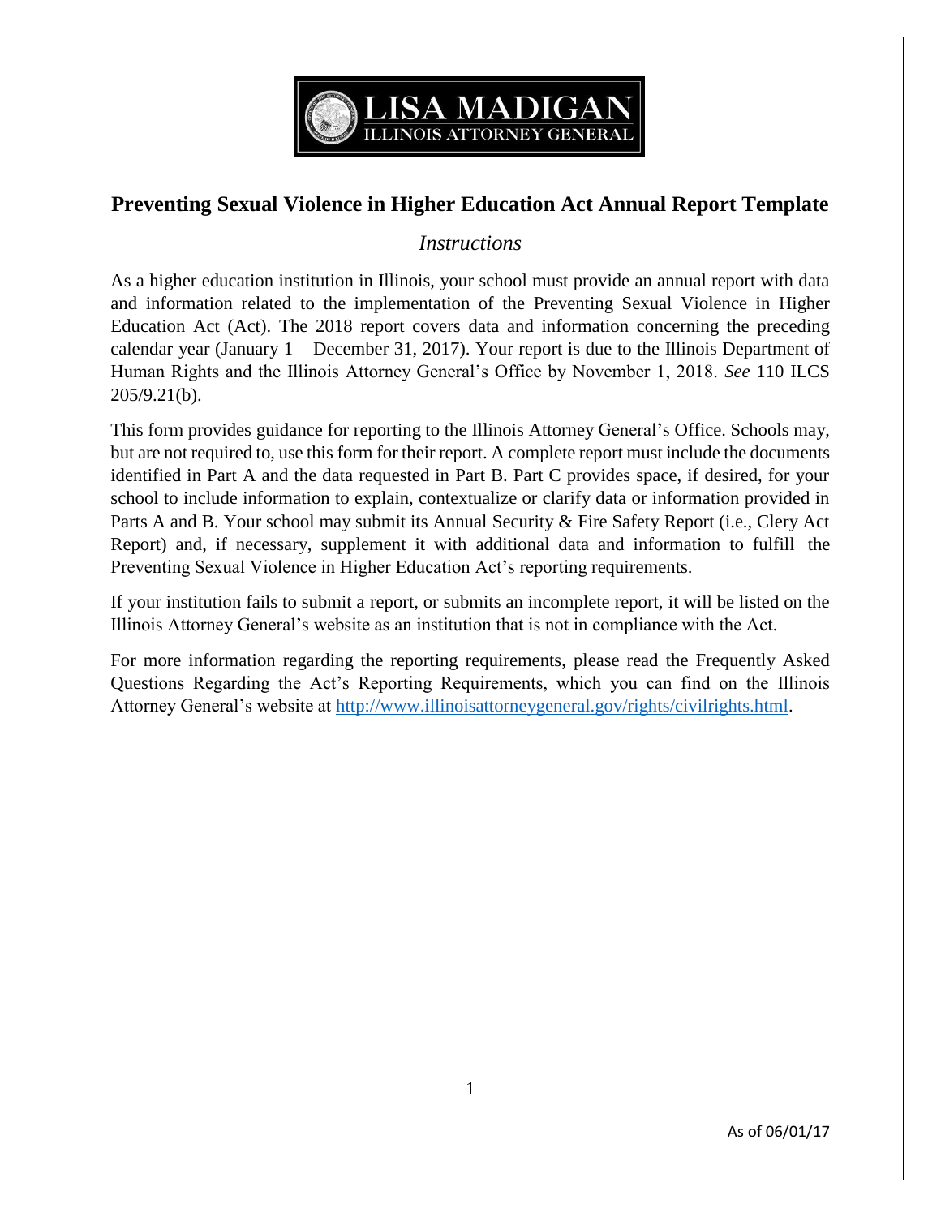LISA MADIGAN
ILLINOIS ATTORNEY GENERAL

# Preventing Sexual Violence in Higher Education Act Annual Report Template

## *Instructions*

As a higher education institution in Illinois, your school must provide an annual report with data and information related to the implementation of the Preventing Sexual Violence in Higher Education Act (Act). The 2018 report covers data and information concerning the preceding calendar year (January 1 – December 31, 2017). Your report is due to the Illinois Department of Human Rights and the Illinois Attorney General's Office by November 1, 2018. *See* 110 ILCS 205/9.21(b).

This form provides guidance for reporting to the Illinois Attorney General's Office. Schools may, but are not required to, use this form for their report. A complete report must include the documents identified in Part A and the data requested in Part B. Part C provides space, if desired, for your school to include information to explain, contextualize or clarify data or information provided in Parts A and B. Your school may submit its Annual Security & Fire Safety Report (i.e., Clery Act Report) and, if necessary, supplement it with additional data and information to fulfill the Preventing Sexual Violence in Higher Education Act's reporting requirements.

If your institution fails to submit a report, or submits an incomplete report, it will be listed on the Illinois Attorney General's website as an institution that is not in compliance with the Act.

For more information regarding the reporting requirements, please read the Frequently Asked Questions Regarding the Act's Reporting Requirements, which you can find on the Illinois Attorney General's website at http://www.illinoisattorneygeneral.gov/rights/civilrights.html.

As of 06/01/17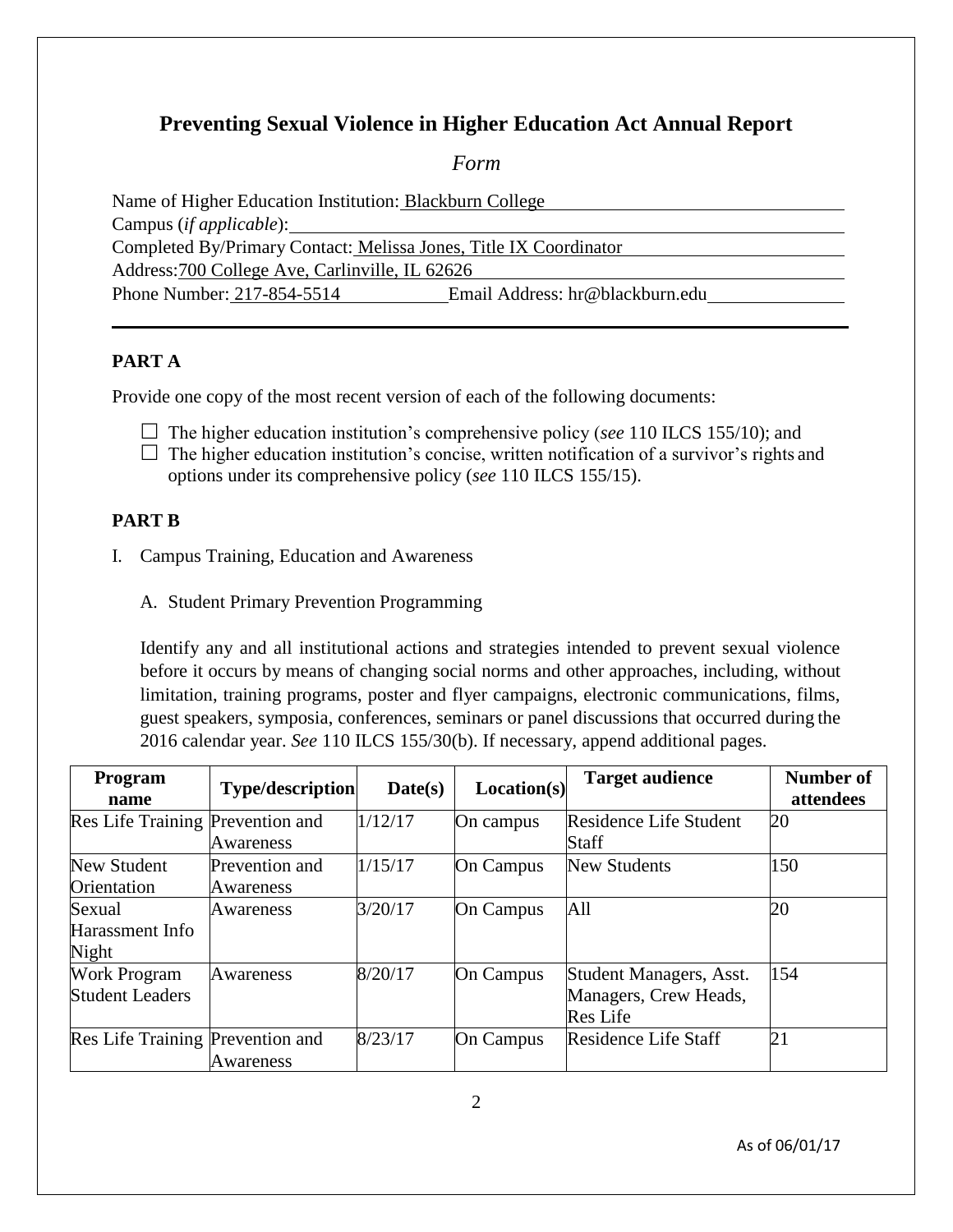## Preventing Sexual Violence in Higher Education Act Annual Report

*Form*

Name of Higher Education Institution: Blackburn College
Campus (*if applicable*):
Completed By/Primary Contact: Melissa Jones, Title IX Coordinator
Address: 700 College Ave, Carlinville, IL 62626
Phone Number: 217-854-5514 Email Address: hr@blackburn.edu

---

### PART A

Provide one copy of the most recent version of each of the following documents:

- ☐ The higher education institution's comprehensive policy (*see* 110 ILCS 155/10); and
- ☐ The higher education institution's concise, written notification of a survivor's rights and options under its comprehensive policy (*see* 110 ILCS 155/15).

### PART B

I. Campus Training, Education and Awareness

A. Student Primary Prevention Programming

Identify any and all institutional actions and strategies intended to prevent sexual violence before it occurs by means of changing social norms and other approaches, including, without limitation, training programs, poster and flyer campaigns, electronic communications, films, guest speakers, symposia, conferences, seminars or panel discussions that occurred during the 2016 calendar year. *See* 110 ILCS 155/30(b). If necessary, append additional pages.

| Program name | Type/description | Date(s) | Location(s) | Target audience | Number of attendees |
|---|---|---|---|---|---|
| Res Life Training | Prevention and Awareness | 1/12/17 | On campus | Residence Life Student Staff | 20 |
| New Student Orientation | Prevention and Awareness | 1/15/17 | On Campus | New Students | 150 |
| Sexual Harassment Info Night | Awareness | 3/20/17 | On Campus | All | 20 |
| Work Program Student Leaders | Awareness | 8/20/17 | On Campus | Student Managers, Asst. Managers, Crew Heads, Res Life | 154 |
| Res Life Training | Prevention and Awareness | 8/23/17 | On Campus | Residence Life Staff | 21 |

As of 06/01/17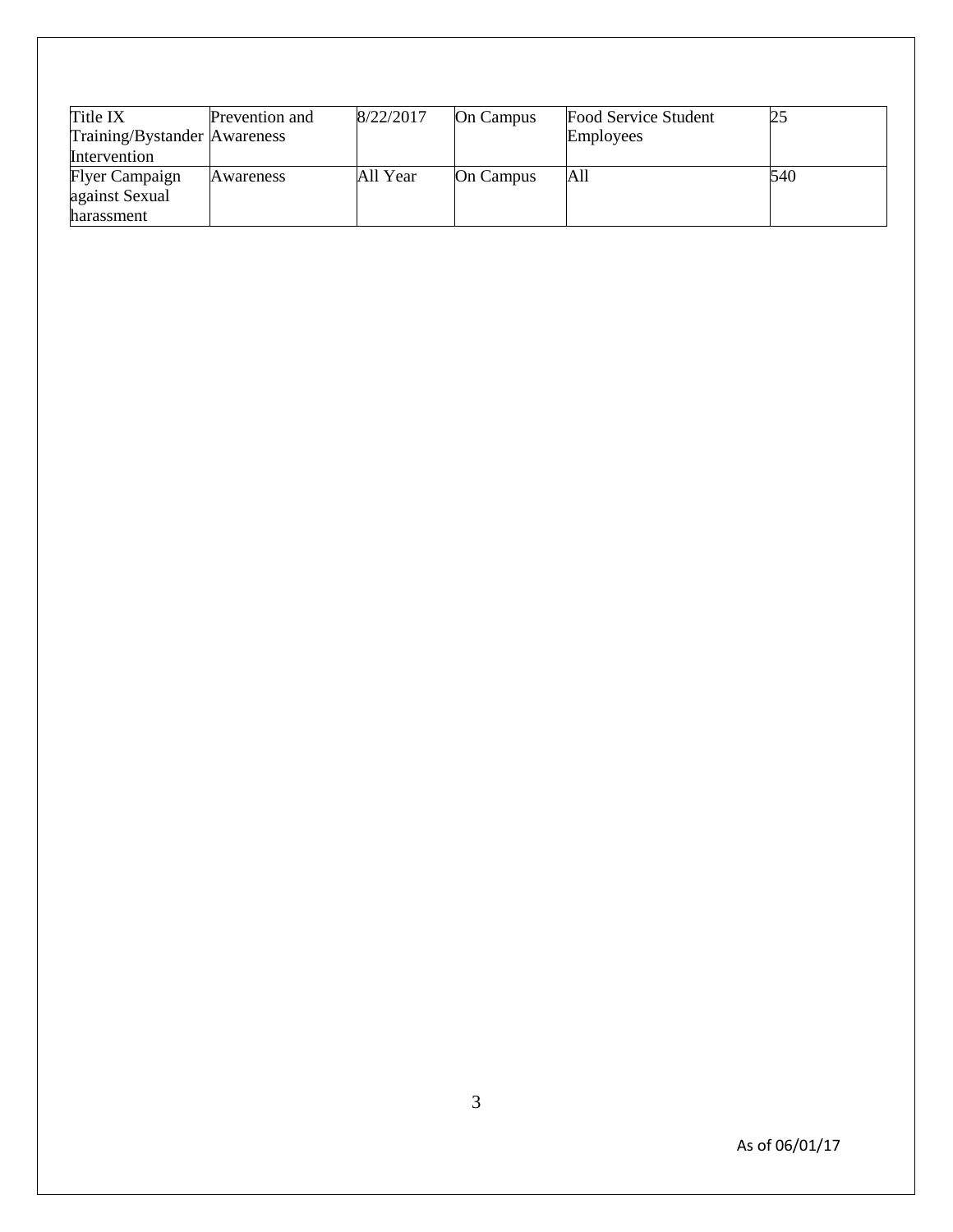| Title IX Training/Bystander Intervention | Prevention and Awareness | 8/22/2017 | On Campus | Food Service Student Employees | 25 |
|---|---|---|---|---|---|
| Flyer Campaign against Sexual harassment | Awareness | All Year | On Campus | All | 540 |

As of 06/01/17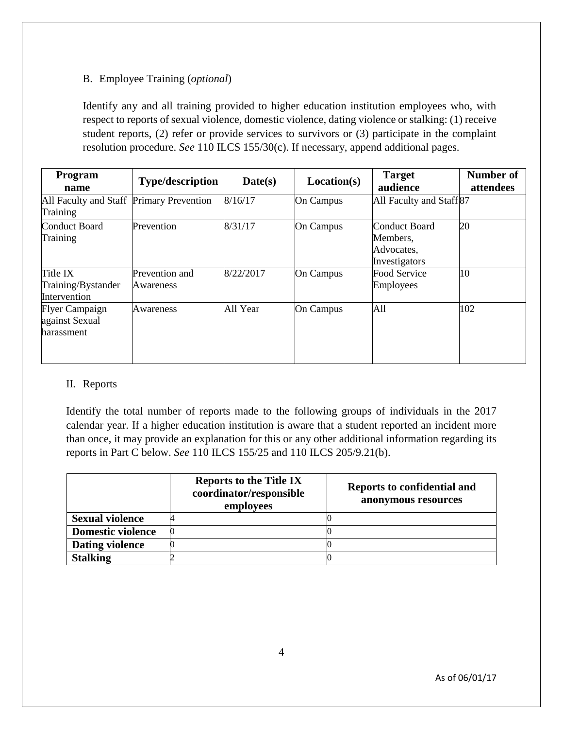B. Employee Training (*optional*)

Identify any and all training provided to higher education institution employees who, with respect to reports of sexual violence, domestic violence, dating violence or stalking: (1) receive student reports, (2) refer or provide services to survivors or (3) participate in the complaint resolution procedure. *See* 110 ILCS 155/30(c). If necessary, append additional pages.

| Program name | Type/description | Date(s) | Location(s) | Target audience | Number of attendees |
|---|---|---|---|---|---|
| All Faculty and Staff Training | Primary Prevention | 8/16/17 | On Campus | All Faculty and Staff | 87 |
| Conduct Board Training | Prevention | 8/31/17 | On Campus | Conduct Board Members, Advocates, Investigators | 20 |
| Title IX Training/Bystander Intervention | Prevention and Awareness | 8/22/2017 | On Campus | Food Service Employees | 10 |
| Flyer Campaign against Sexual harassment | Awareness | All Year | On Campus | All | 102 |
| | | | | | |

II. Reports

Identify the total number of reports made to the following groups of individuals in the 2017 calendar year. If a higher education institution is aware that a student reported an incident more than once, it may provide an explanation for this or any other additional information regarding its reports in Part C below. *See* 110 ILCS 155/25 and 110 ILCS 205/9.21(b).

| | Reports to the Title IX coordinator/responsible employees | Reports to confidential and anonymous resources |
|---|---|---|
| **Sexual violence** | 4 | 0 |
| **Domestic violence** | 0 | 0 |
| **Dating violence** | 0 | 0 |
| **Stalking** | 2 | 0 |

As of 06/01/17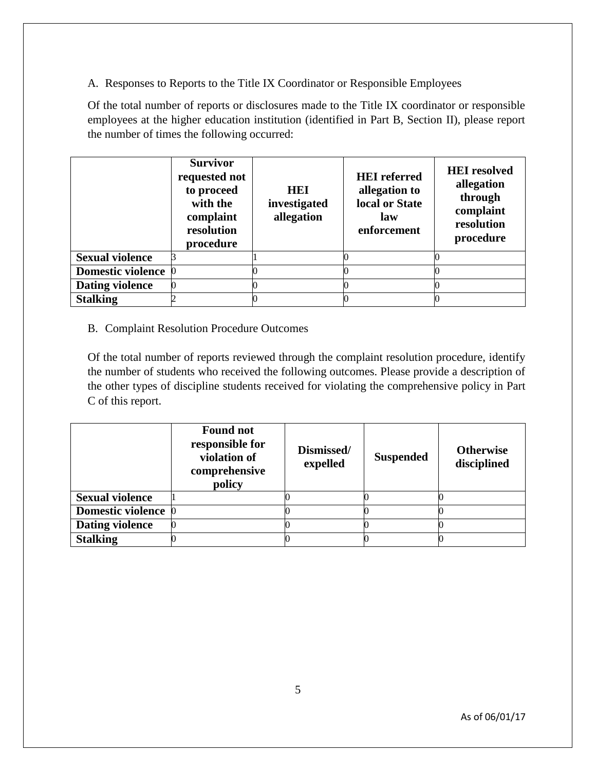A. Responses to Reports to the Title IX Coordinator or Responsible Employees

Of the total number of reports or disclosures made to the Title IX coordinator or responsible employees at the higher education institution (identified in Part B, Section II), please report the number of times the following occurred:

| | Survivor requested not to proceed with the complaint resolution procedure | HEI investigated allegation | HEI referred allegation to local or State law enforcement | HEI resolved allegation through complaint resolution procedure |
|---|---|---|---|---|
| **Sexual violence** | 3 | 1 | 0 | 0 |
| **Domestic violence** | 0 | 0 | 0 | 0 |
| **Dating violence** | 0 | 0 | 0 | 0 |
| **Stalking** | 2 | 0 | 0 | 0 |

B. Complaint Resolution Procedure Outcomes

Of the total number of reports reviewed through the complaint resolution procedure, identify the number of students who received the following outcomes. Please provide a description of the other types of discipline students received for violating the comprehensive policy in Part C of this report.

| | Found not responsible for violation of comprehensive policy | Dismissed/ expelled | Suspended | Otherwise disciplined |
|---|---|---|---|---|
| **Sexual violence** | 1 | 0 | 0 | 0 |
| **Domestic violence** | 0 | 0 | 0 | 0 |
| **Dating violence** | 0 | 0 | 0 | 0 |
| **Stalking** | 0 | 0 | 0 | 0 |

As of 06/01/17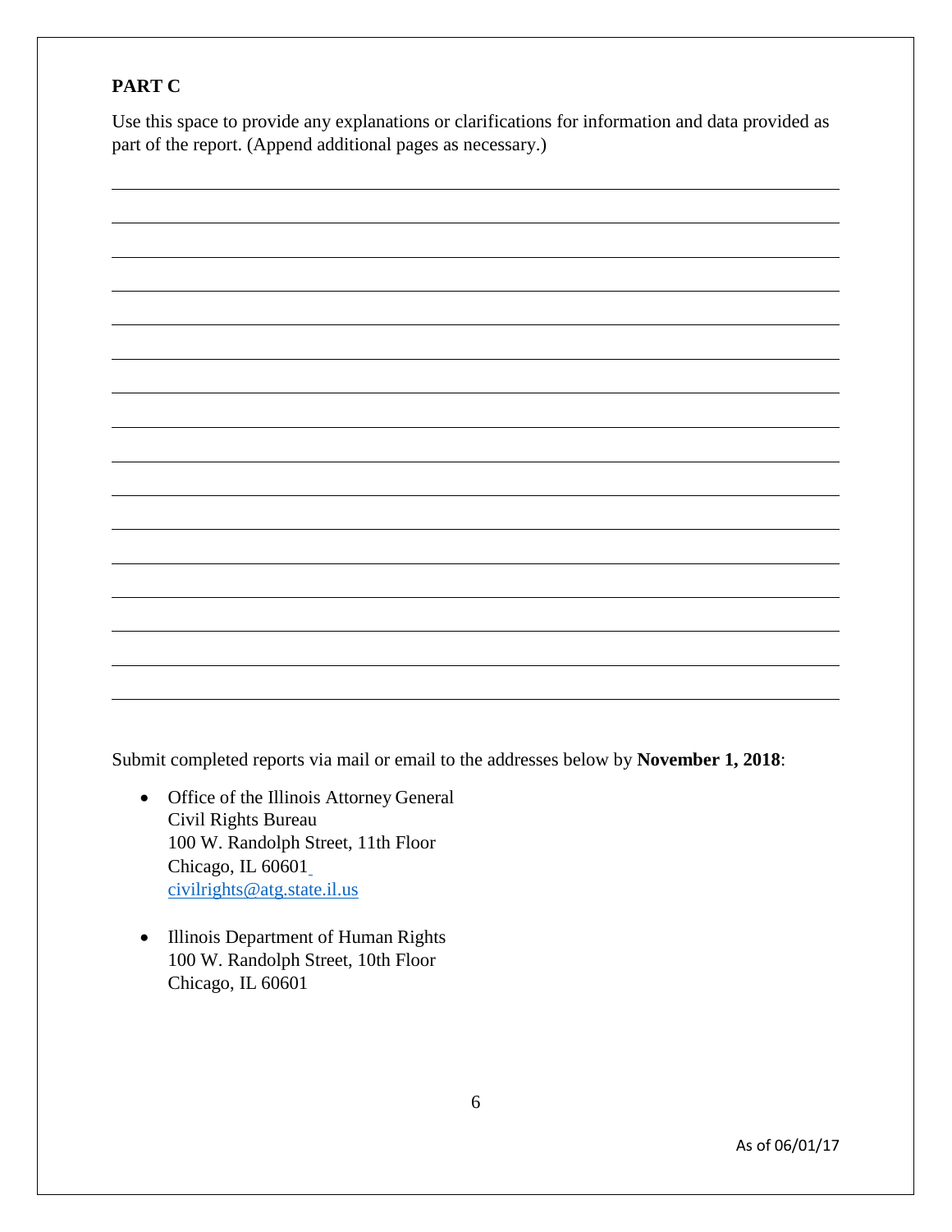**PART C**

Use this space to provide any explanations or clarifications for information and data provided as part of the report. (Append additional pages as necessary.)

Submit completed reports via mail or email to the addresses below by **November 1, 2018**:

- Office of the Illinois Attorney General
  Civil Rights Bureau
  100 W. Randolph Street, 11th Floor
  Chicago, IL 60601
  civilrights@atg.state.il.us

- Illinois Department of Human Rights
  100 W. Randolph Street, 10th Floor
  Chicago, IL 60601

As of 06/01/17